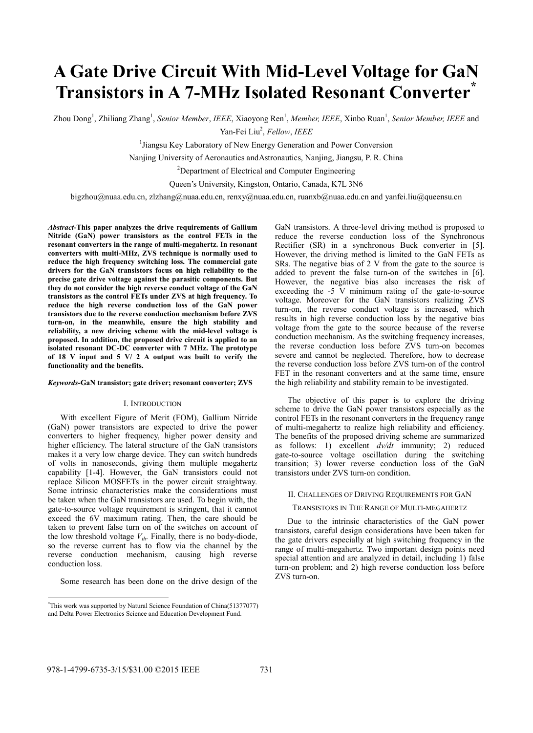# A Gate Drive Circuit With Mid-Level Voltage for GaN Transistors in A 7-MHz Isolated Resonant Converter*

Zhou Dong[1], Zhiliang Zhang[1], *Senior Member*, *IEEE*, Xiaoyong Ren[1], *Member, IEEE*, Xinbo Ruan[1], *Senior Member, IEEE* and Yan-Fei Liu[2], *Fellow*, *IEEE*

[1]Jiangsu Key Laboratory of New Energy Generation and Power Conversion

Nanjing University of Aeronautics andAstronautics, Nanjing, Jiangsu, P. R. China

[2]Department of Electrical and Computer Engineering

Queen's University, Kingston, Ontario, Canada, K7L 3N6

bigzhou@nuaa.edu.cn, zlzhang@nuaa.edu.cn, renxy@nuaa.edu.cn, ruanxb@nuaa.edu.cn and yanfei.liu@queensu.cn

***Abstract*-This paper analyzes the drive requirements of Gallium Nitride (GaN) power transistors as the control FETs in the resonant converters in the range of multi-megahertz. In resonant converters with multi-MHz, ZVS technique is normally used to reduce the high frequency switching loss. The commercial gate drivers for the GaN transistors focus on high reliability to the precise gate drive voltage against the parasitic components. But they do not consider the high reverse conduct voltage of the GaN transistors as the control FETs under ZVS at high frequency. To reduce the high reverse conduction loss of the GaN power transistors due to the reverse conduction mechanism before ZVS turn-on, in the meanwhile, ensure the high stability and reliability, a new driving scheme with the mid-level voltage is proposed. In addition, the proposed drive circuit is applied to an isolated resonant DC-DC converter with 7 MHz. The prototype of 18 V input and 5 V/ 2 A output was built to verify the functionality and the benefits.**

***Keywords*-GaN transistor; gate driver; resonant converter; ZVS**

## I. Introduction

With excellent Figure of Merit (FOM), Gallium Nitride (GaN) power transistors are expected to drive the power converters to higher frequency, higher power density and higher efficiency. The lateral structure of the GaN transistors makes it a very low charge device. They can switch hundreds of volts in nanoseconds, giving them multiple megahertz capability [1-4]. However, the GaN transistors could not replace Silicon MOSFETs in the power circuit straightway. Some intrinsic characteristics make the considerations must be taken when the GaN transistors are used. To begin with, the gate-to-source voltage requirement is stringent, that it cannot exceed the 6V maximum rating. Then, the care should be taken to prevent false turn on of the switches on account of the low threshold voltage $V_{th}$. Finally, there is no body-diode, so the reverse current has to flow via the channel by the reverse conduction mechanism, causing high reverse conduction loss.

Some research has been done on the drive design of the GaN transistors. A three-level driving method is proposed to reduce the reverse conduction loss of the Synchronous Rectifier (SR) in a synchronous Buck converter in [5]. However, the driving method is limited to the GaN FETs as SRs. The negative bias of 2 V from the gate to the source is added to prevent the false turn-on of the switches in [6]. However, the negative bias also increases the risk of exceeding the -5 V minimum rating of the gate-to-source voltage. Moreover for the GaN transistors realizing ZVS turn-on, the reverse conduct voltage is increased, which results in high reverse conduction loss by the negative bias voltage from the gate to the source because of the reverse conduction mechanism. As the switching frequency increases, the reverse conduction loss before ZVS turn-on becomes severe and cannot be neglected. Therefore, how to decrease the reverse conduction loss before ZVS turn-on of the control FET in the resonant converters and at the same time, ensure the high reliability and stability remain to be investigated.

The objective of this paper is to explore the driving scheme to drive the GaN power transistors especially as the control FETs in the resonant converters in the frequency range of multi-megahertz to realize high reliability and efficiency. The benefits of the proposed driving scheme are summarized as follows: 1) excellent *dv/dt* immunity; 2) reduced gate-to-source voltage oscillation during the switching transition; 3) lower reverse conduction loss of the GaN transistors under ZVS turn-on condition.

## II. Challenges of Driving Requirements for GaN Transistors in The Range of Multi-megahertz

Due to the intrinsic characteristics of the GaN power transistors, careful design considerations have been taken for the gate drivers especially at high switching frequency in the range of multi-megahertz. Two important design points need special attention and are analyzed in detail, including 1) false turn-on problem; and 2) high reverse conduction loss before ZVS turn-on.

*This work was supported by Natural Science Foundation of China(51377077) and Delta Power Electronics Science and Education Development Fund.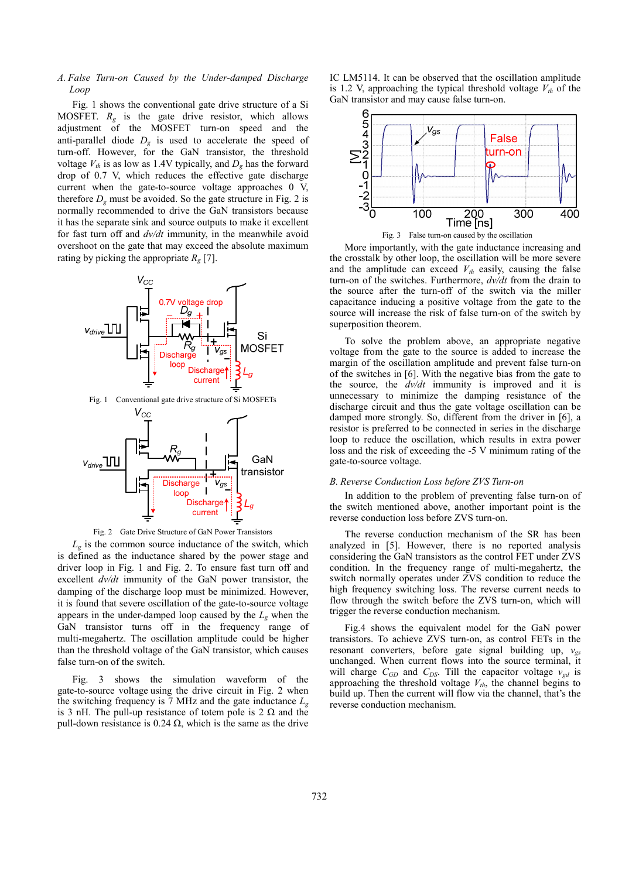### A. False Turn-on Caused by the Under-damped Discharge Loop

Fig. 1 shows the conventional gate drive structure of a Si MOSFET. $R_g$ is the gate drive resistor, which allows adjustment of the MOSFET turn-on speed and the anti-parallel diode $D_g$ is used to accelerate the speed of turn-off. However, for the GaN transistor, the threshold voltage $V_{th}$ is as low as 1.4V typically, and $D_g$ has the forward drop of 0.7 V, which reduces the effective gate discharge current when the gate-to-source voltage approaches 0 V, therefore $D_g$ must be avoided. So the gate structure in Fig. 2 is normally recommended to drive the GaN transistors because it has the separate sink and source outputs to make it excellent for fast turn off and *dv*/*dt* immunity, in the meanwhile avoid overshoot on the gate that may exceed the absolute maximum rating by picking the appropriate $R_g$ [7].

Fig. 1 Conventional gate drive structure of Si MOSFETs

Fig. 2 Gate Drive Structure of GaN Power Transistors

$L_g$ is the common source inductance of the switch, which is defined as the inductance shared by the power stage and driver loop in Fig. 1 and Fig. 2. To ensure fast turn off and excellent *dv*/*dt* immunity of the GaN power transistor, the damping of the discharge loop must be minimized. However, it is found that severe oscillation of the gate-to-source voltage appears in the under-damped loop caused by the $L_g$ when the GaN transistor turns off in the frequency range of multi-megahertz. The oscillation amplitude could be higher than the threshold voltage of the GaN transistor, which causes false turn-on of the switch.

Fig. 3 shows the simulation waveform of the gate-to-source voltage using the drive circuit in Fig. 2 when the switching frequency is 7 MHz and the gate inductance $L_g$ is 3 nH. The pull-up resistance of totem pole is 2 Ω and the pull-down resistance is 0.24 Ω, which is the same as the drive IC LM5114. It can be observed that the oscillation amplitude is 1.2 V, approaching the typical threshold voltage $V_{th}$ of the GaN transistor and may cause false turn-on.

Fig. 3 False turn-on caused by the oscillation

More importantly, with the gate inductance increasing and the crosstalk by other loop, the oscillation will be more severe and the amplitude can exceed $V_{th}$ easily, causing the false turn-on of the switches. Furthermore, *dv*/*dt* from the drain to the source after the turn-off of the switch via the miller capacitance inducing a positive voltage from the gate to the source will increase the risk of false turn-on of the switch by superposition theorem.

To solve the problem above, an appropriate negative voltage from the gate to the source is added to increase the margin of the oscillation amplitude and prevent false turn-on of the switches in [6]. With the negative bias from the gate to the source, the *dv*/*dt* immunity is improved and it is unnecessary to minimize the damping resistance of the discharge circuit and thus the gate voltage oscillation can be damped more strongly. So, different from the driver in [6], a resistor is preferred to be connected in series in the discharge loop to reduce the oscillation, which results in extra power loss and the risk of exceeding the -5 V minimum rating of the gate-to-source voltage.

### B. Reverse Conduction Loss before ZVS Turn-on

In addition to the problem of preventing false turn-on of the switch mentioned above, another important point is the reverse conduction loss before ZVS turn-on.

The reverse conduction mechanism of the SR has been analyzed in [5]. However, there is no reported analysis considering the GaN transistors as the control FET under ZVS condition. In the frequency range of multi-megahertz, the switch normally operates under ZVS condition to reduce the high frequency switching loss. The reverse current needs to flow through the switch before the ZVS turn-on, which will trigger the reverse conduction mechanism.

Fig.4 shows the equivalent model for the GaN power transistors. To achieve ZVS turn-on, as control FETs in the resonant converters, before gate signal building up, $v_{gs}$ unchanged. When current flows into the source terminal, it will charge $C_{GD}$ and $C_{DS}$. Till the capacitor voltage $v_{gd}$ is approaching the threshold voltage $V_{th}$, the channel begins to build up. Then the current will flow via the channel, that's the reverse conduction mechanism.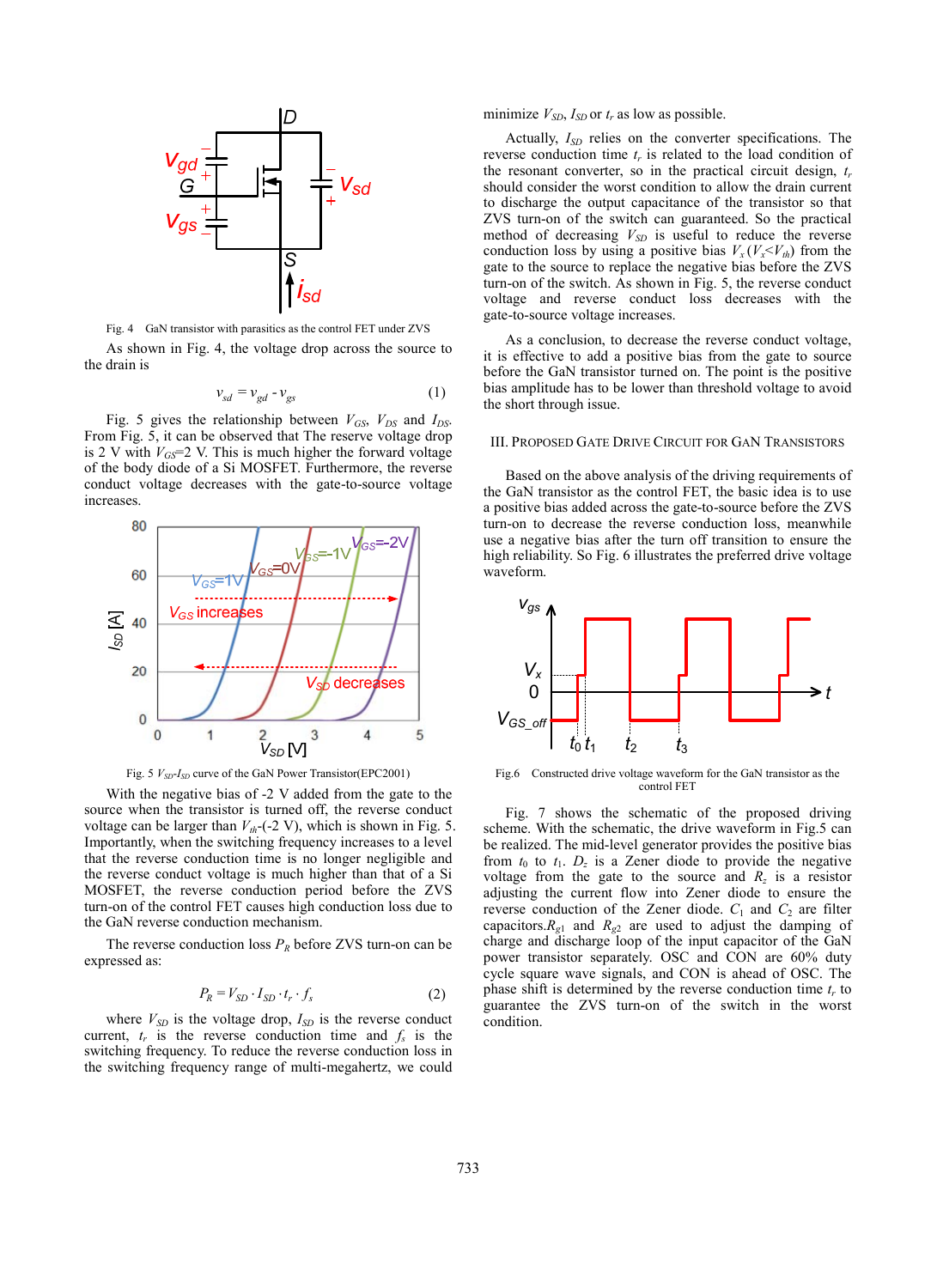Fig. 4 GaN transistor with parasitics as the control FET under ZVS

As shown in Fig. 4, the voltage drop across the source to the drain is

$$v_{sd} = v_{gd} - v_{gs} \quad (1)$$

Fig. 5 gives the relationship between $V_{GS}$, $V_{DS}$ and $I_{DS}$. From Fig. 5, it can be observed that The reserve voltage drop is 2 V with $V_{GS}$=2 V. This is much higher the forward voltage of the body diode of a Si MOSFET. Furthermore, the reverse conduct voltage decreases with the gate-to-source voltage increases.

Fig. 5 $V_{SD}$-$I_{SD}$ curve of the GaN Power Transistor(EPC2001)

With the negative bias of -2 V added from the gate to the source when the transistor is turned off, the reverse conduct voltage can be larger than $V_{th}$-(-2 V), which is shown in Fig. 5. Importantly, when the switching frequency increases to a level that the reverse conduction time is no longer negligible and the reverse conduct voltage is much higher than that of a Si MOSFET, the reverse conduction period before the ZVS turn-on of the control FET causes high conduction loss due to the GaN reverse conduction mechanism.

The reverse conduction loss $P_R$ before ZVS turn-on can be expressed as:

$$P_R = V_{SD} \cdot I_{SD} \cdot t_r \cdot f_s \quad (2)$$

where $V_{SD}$ is the voltage drop, $I_{SD}$ is the reverse conduct current, $t_r$ is the reverse conduction time and $f_s$ is the switching frequency. To reduce the reverse conduction loss in the switching frequency range of multi-megahertz, we could minimize $V_{SD}$, $I_{SD}$ or $t_r$ as low as possible.

Actually, $I_{SD}$ relies on the converter specifications. The reverse conduction time $t_r$ is related to the load condition of the resonant converter, so in the practical circuit design, $t_r$ should consider the worst condition to allow the drain current to discharge the output capacitance of the transistor so that ZVS turn-on of the switch can guaranteed. So the practical method of decreasing $V_{SD}$ is useful to reduce the reverse conduction loss by using a positive bias $V_x$ ($V_x$<$V_{th}$) from the gate to the source to replace the negative bias before the ZVS turn-on of the switch. As shown in Fig. 5, the reverse conduct voltage and reverse conduct loss decreases with the gate-to-source voltage increases.

As a conclusion, to decrease the reverse conduct voltage, it is effective to add a positive bias from the gate to source before the GaN transistor turned on. The point is the positive bias amplitude has to be lower than threshold voltage to avoid the short through issue.

## III. Proposed Gate Drive Circuit for GaN Transistors

Based on the above analysis of the driving requirements of the GaN transistor as the control FET, the basic idea is to use a positive bias added across the gate-to-source before the ZVS turn-on to decrease the reverse conduction loss, meanwhile use a negative bias after the turn off transition to ensure the high reliability. So Fig. 6 illustrates the preferred drive voltage waveform.

Fig.6 Constructed drive voltage waveform for the GaN transistor as the control FET

Fig. 7 shows the schematic of the proposed driving scheme. With the schematic, the drive waveform in Fig.5 can be realized. The mid-level generator provides the positive bias from $t_0$ to $t_1$. $D_z$ is a Zener diode to provide the negative voltage from the gate to the source and $R_z$ is a resistor adjusting the current flow into Zener diode to ensure the reverse conduction of the Zener diode. $C_1$ and $C_2$ are filter capacitors.$R_{g1}$ and $R_{g2}$ are used to adjust the damping of charge and discharge loop of the input capacitor of the GaN power transistor separately. OSC and CON are 60% duty cycle square wave signals, and CON is ahead of OSC. The phase shift is determined by the reverse conduction time $t_r$ to guarantee the ZVS turn-on of the switch in the worst condition.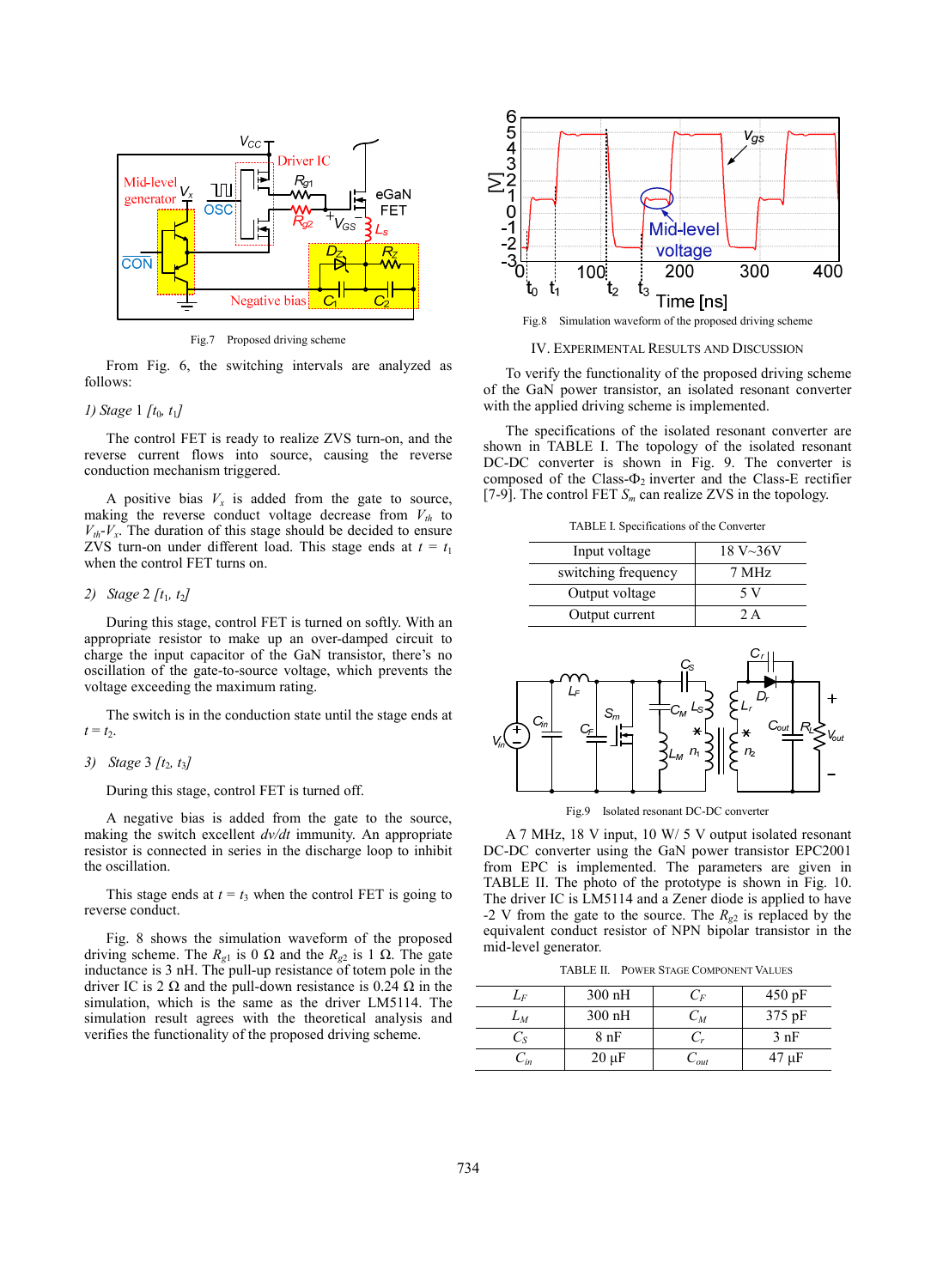Fig.7 Proposed driving scheme

From Fig. 6, the switching intervals are analyzed as follows:

*1) Stage* 1 *[$t_0$, $t_1$]*

The control FET is ready to realize ZVS turn-on, and the reverse current flows into source, causing the reverse conduction mechanism triggered.

A positive bias $V_x$ is added from the gate to source, making the reverse conduct voltage decrease from $V_{th}$ to $V_{th}$-$V_x$. The duration of this stage should be decided to ensure ZVS turn-on under different load. This stage ends at $t = t_1$ when the control FET turns on.

*2) Stage* 2 *[$t_1$, $t_2$]*

During this stage, control FET is turned on softly. With an appropriate resistor to make up an over-damped circuit to charge the input capacitor of the GaN transistor, there's no oscillation of the gate-to-source voltage, which prevents the voltage exceeding the maximum rating.

The switch is in the conduction state until the stage ends at $t = t_2$.

*3) Stage* 3 *[$t_2$, $t_3$]*

During this stage, control FET is turned off.

A negative bias is added from the gate to the source, making the switch excellent *dv/dt* immunity. An appropriate resistor is connected in series in the discharge loop to inhibit the oscillation.

This stage ends at $t = t_3$ when the control FET is going to reverse conduct.

Fig. 8 shows the simulation waveform of the proposed driving scheme. The $R_{g1}$ is 0 Ω and the $R_{g2}$ is 1 Ω. The gate inductance is 3 nH. The pull-up resistance of totem pole in the driver IC is 2 Ω and the pull-down resistance is 0.24 Ω in the simulation, which is the same as the driver LM5114. The simulation result agrees with the theoretical analysis and verifies the functionality of the proposed driving scheme.

Fig.8 Simulation waveform of the proposed driving scheme

## IV. Experimental Results and Discussion

To verify the functionality of the proposed driving scheme of the GaN power transistor, an isolated resonant converter with the applied driving scheme is implemented.

The specifications of the isolated resonant converter are shown in TABLE I. The topology of the isolated resonant DC-DC converter is shown in Fig. 9. The converter is composed of the Class-$\Phi_2$ inverter and the Class-E rectifier [7-9]. The control FET $S_m$ can realize ZVS in the topology.

TABLE I. Specifications of the Converter

| | |
|---|---|
| Input voltage | 18 V~36V |
| switching frequency | 7 MHz |
| Output voltage | 5 V |
| Output current | 2 A |

Fig.9 Isolated resonant DC-DC converter

A 7 MHz, 18 V input, 10 W/ 5 V output isolated resonant DC-DC converter using the GaN power transistor EPC2001 from EPC is implemented. The parameters are given in TABLE II. The photo of the prototype is shown in Fig. 10. The driver IC is LM5114 and a Zener diode is applied to have -2 V from the gate to the source. The $R_{g2}$ is replaced by the equivalent conduct resistor of NPN bipolar transistor in the mid-level generator.

TABLE II. Power Stage Component Values

| | | | |
|---|---|---|---|
| $L_F$ | 300 nH | $C_F$ | 450 pF |
| $L_M$ | 300 nH | $C_M$ | 375 pF |
| $C_S$ | 8 nF | $C_r$ | 3 nF |
| $C_{in}$ | 20 μF | $C_{out}$ | 47 μF |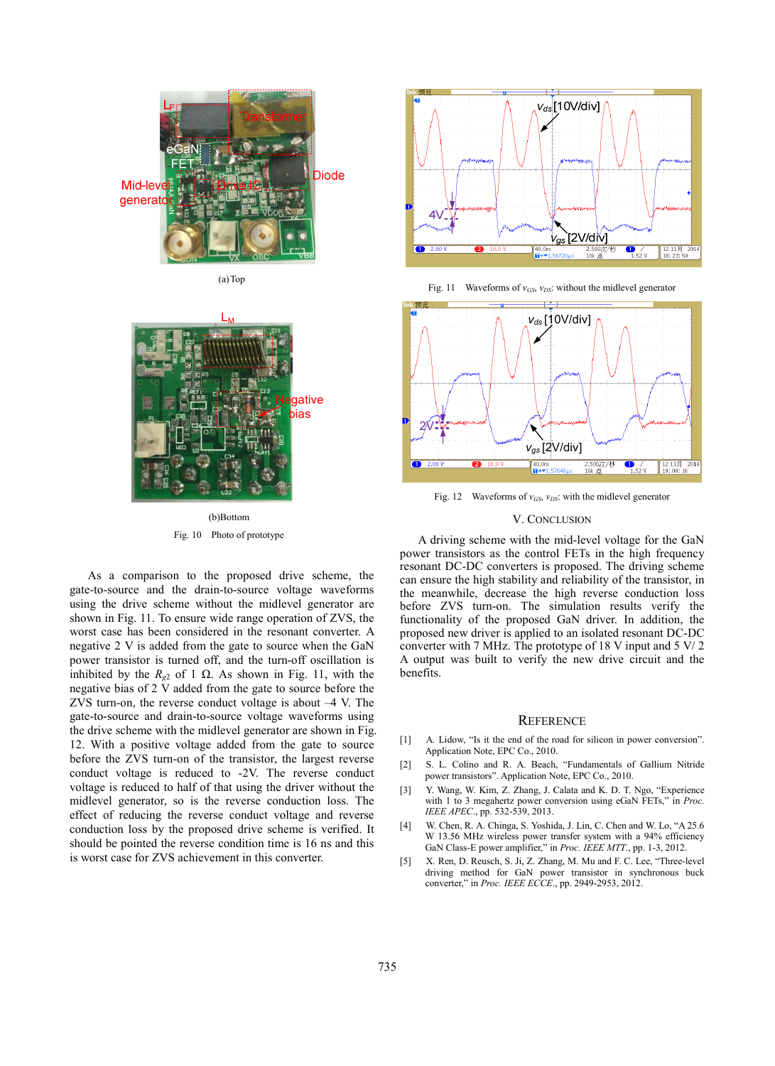(a) Top

(b) Bottom

Fig. 10 Photo of prototype

As a comparison to the proposed drive scheme, the gate-to-source and the drain-to-source voltage waveforms using the drive scheme without the midlevel generator are shown in Fig. 11. To ensure wide range operation of ZVS, the worst case has been considered in the resonant converter. A negative 2 V is added from the gate to source when the GaN power transistor is turned off, and the turn-off oscillation is inhibited by the $R_{g2}$ of 1 Ω. As shown in Fig. 11, with the negative bias of 2 V added from the gate to source before the ZVS turn-on, the reverse conduct voltage is about –4 V. The gate-to-source and drain-to-source voltage waveforms using the drive scheme with the midlevel generator are shown in Fig. 12. With a positive voltage added from the gate to source before the ZVS turn-on of the transistor, the largest reverse conduct voltage is reduced to -2V. The reverse conduct voltage is reduced to half of that using the driver without the midlevel generator, so is the reverse conduction loss. The effect of reducing the reverse conduct voltage and reverse conduction loss by the proposed drive scheme is verified. It should be pointed the reverse condition time is 16 ns and this is worst case for ZVS achievement in this converter.

Fig. 11 Waveforms of $v_{GS}$, $v_{DS}$: without the midlevel generator

Fig. 12 Waveforms of $v_{GS}$, $v_{DS}$: with the midlevel generator

## V. Conclusion

A driving scheme with the mid-level voltage for the GaN power transistors as the control FETs in the high frequency resonant DC-DC converters is proposed. The driving scheme can ensure the high stability and reliability of the transistor, in the meanwhile, decrease the high reverse conduction loss before ZVS turn-on. The simulation results verify the functionality of the proposed GaN driver. In addition, the proposed new driver is applied to an isolated resonant DC-DC converter with 7 MHz. The prototype of 18 V input and 5 V/ 2 A output was built to verify the new drive circuit and the benefits.

## Reference

[1] A. Lidow, "Is it the end of the road for silicon in power conversion". Application Note, EPC Co., 2010.

[2] S. L. Colino and R. A. Beach, "Fundamentals of Gallium Nitride power transistors". Application Note, EPC Co., 2010.

[3] Y. Wang, W. Kim, Z. Zhang, J. Calata and K. D. T. Ngo, "Experience with 1 to 3 megahertz power conversion using eGaN FETs," in *Proc. IEEE APEC*., pp. 532-539, 2013.

[4] W. Chen, R. A. Chinga, S. Yoshida, J. Lin, C. Chen and W. Lo, "A 25.6 W 13.56 MHz wireless power transfer system with a 94% efficiency GaN Class-E power amplifier," in *Proc. IEEE MTT*., pp. 1-3, 2012.

[5] X. Ren, D. Reusch, S. Ji, Z. Zhang, M. Mu and F. C. Lee, "Three-level driving method for GaN power transistor in synchronous buck converter," in *Proc. IEEE ECCE*., pp. 2949-2953, 2012.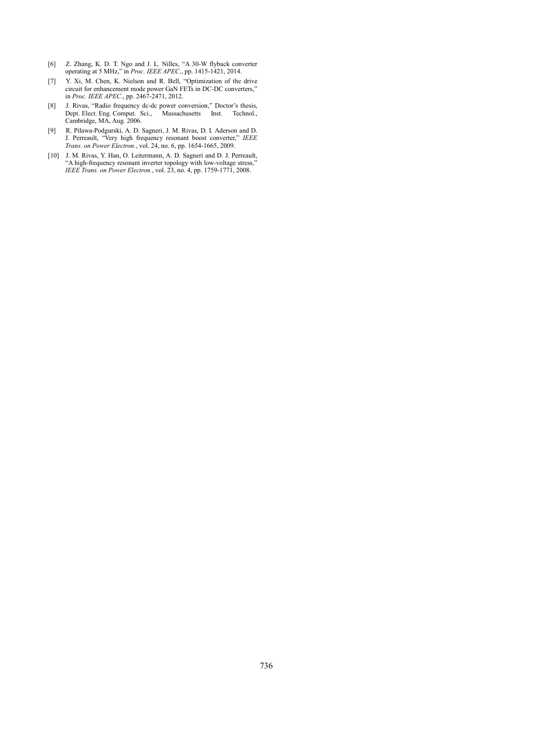[6] Z. Zhang, K. D. T. Ngo and J. L. Nilles, "A 30-W flyback converter operating at 5 MHz," in *Proc. IEEE APEC*., pp. 1415-1421, 2014.

[7] Y. Xi, M. Chen, K. Nielson and R. Bell, "Optimization of the drive circuit for enhancement mode power GaN FETs in DC-DC converters," in *Proc. IEEE APEC*., pp. 2467-2471, 2012.

[8] J. Rivas, "Radio frequency dc-dc power conversion," Doctor's thesis, Dept. Elect. Eng. Comput. Sci., Massachusetts Inst. Technol., Cambridge, MA, Aug. 2006.

[9] R. Pilawa-Podgurski, A. D. Sagneri, J. M. Rivas, D. I. Aderson and D. J. Perreault, "Very high frequency resonant boost converter," *IEEE Trans. on Power Electron.*, vol. 24, no. 6, pp. 1654-1665, 2009.

[10] J. M. Rivas, Y. Han, O. Leitermann, A. D. Sagneri and D. J. Perreault, "A high-frequency resonant inverter topology with low-voltage stress," *IEEE Trans. on Power Electron.*, vol. 23, no. 4, pp. 1759-1771, 2008.